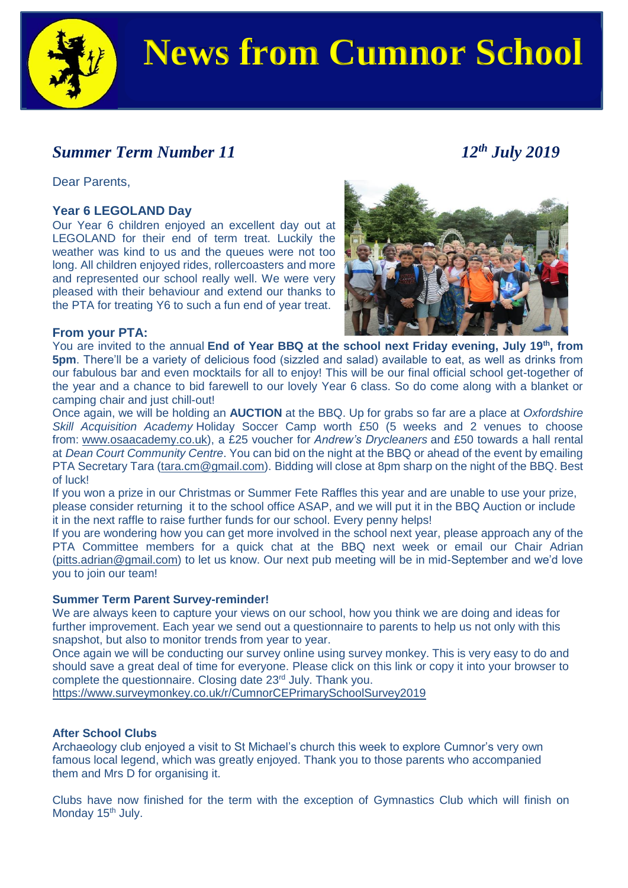# News from Cumnor School

## *Summer Term Number 11* — *12th July 2019*

Dear Parents,

### Year 6 LEGOLAND Day

Our Year 6 children enjoyed an excellent day out at LEGOLAND for their end of term treat. Luckily the weather was kind to us and the queues were not too long. All children enjoyed rides, rollercoasters and more and represented our school really well. We were very pleased with their behaviour and extend our thanks to the PTA for treating Y6 to such a fun end of year treat.

### From your PTA:

You are invited to the annual **End of Year BBQ at the school next Friday evening, July 19th, from 5pm**. There'll be a variety of delicious food (sizzled and salad) available to eat, as well as drinks from our fabulous bar and even mocktails for all to enjoy! This will be our final official school get-together of the year and a chance to bid farewell to our lovely Year 6 class. So do come along with a blanket or camping chair and just chill-out!

Once again, we will be holding an **AUCTION** at the BBQ. Up for grabs so far are a place at *Oxfordshire Skill Acquisition Academy* Holiday Soccer Camp worth £50 (5 weeks and 2 venues to choose from: www.osaacademy.co.uk), a £25 voucher for *Andrew's Drycleaners* and £50 towards a hall rental at *Dean Court Community Centre*. You can bid on the night at the BBQ or ahead of the event by emailing PTA Secretary Tara (tara.cm@gmail.com). Bidding will close at 8pm sharp on the night of the BBQ. Best of luck!

If you won a prize in our Christmas or Summer Fete Raffles this year and are unable to use your prize, please consider returning it to the school office ASAP, and we will put it in the BBQ Auction or include it in the next raffle to raise further funds for our school. Every penny helps!

If you are wondering how you can get more involved in the school next year, please approach any of the PTA Committee members for a quick chat at the BBQ next week or email our Chair Adrian (pitts.adrian@gmail.com) to let us know. Our next pub meeting will be in mid-September and we'd love you to join our team!

#### Summer Term Parent Survey-reminder!

We are always keen to capture your views on our school, how you think we are doing and ideas for further improvement. Each year we send out a questionnaire to parents to help us not only with this snapshot, but also to monitor trends from year to year.

Once again we will be conducting our survey online using survey monkey. This is very easy to do and should save a great deal of time for everyone. Please click on this link or copy it into your browser to complete the questionnaire. Closing date 23rd July. Thank you.

https://www.surveymonkey.co.uk/r/CumnorCEPrimarySchoolSurvey2019

#### After School Clubs

Archaeology club enjoyed a visit to St Michael's church this week to explore Cumnor's very own famous local legend, which was greatly enjoyed. Thank you to those parents who accompanied them and Mrs D for organising it.

Clubs have now finished for the term with the exception of Gymnastics Club which will finish on Monday 15th July.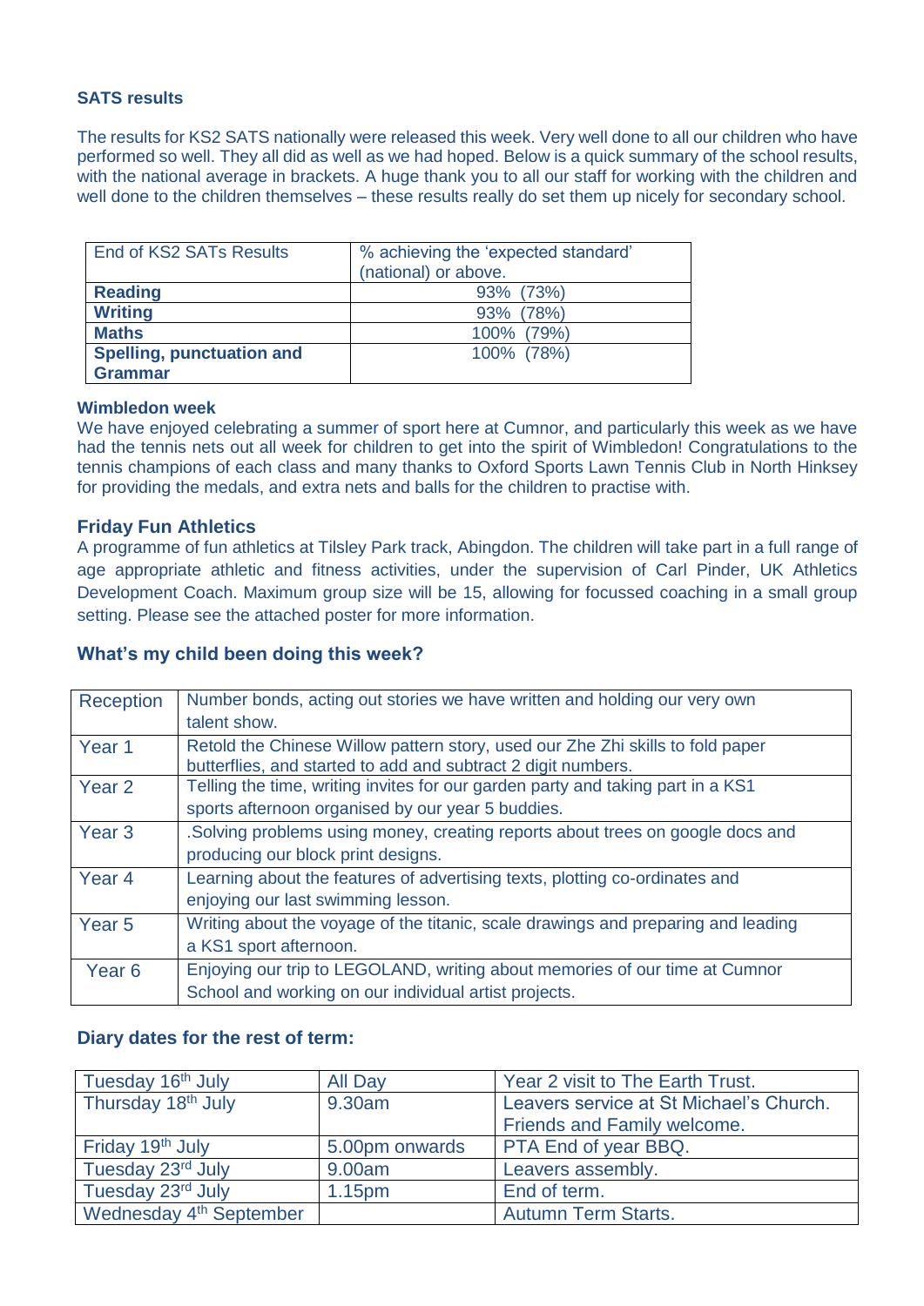### SATS results

The results for KS2 SATS nationally were released this week. Very well done to all our children who have performed so well. They all did as well as we had hoped. Below is a quick summary of the school results, with the national average in brackets. A huge thank you to all our staff for working with the children and well done to the children themselves – these results really do set them up nicely for secondary school.

| End of KS2 SATs Results | % achieving the 'expected standard' (national) or above. |
|---|---|
| **Reading** | 93% (73%) |
| **Writing** | 93% (78%) |
| **Maths** | 100% (79%) |
| **Spelling, punctuation and Grammar** | 100% (78%) |

### Wimbledon week

We have enjoyed celebrating a summer of sport here at Cumnor, and particularly this week as we have had the tennis nets out all week for children to get into the spirit of Wimbledon! Congratulations to the tennis champions of each class and many thanks to Oxford Sports Lawn Tennis Club in North Hinksey for providing the medals, and extra nets and balls for the children to practise with.

### Friday Fun Athletics

A programme of fun athletics at Tilsley Park track, Abingdon. The children will take part in a full range of age appropriate athletic and fitness activities, under the supervision of Carl Pinder, UK Athletics Development Coach. Maximum group size will be 15, allowing for focussed coaching in a small group setting. Please see the attached poster for more information.

### What's my child been doing this week?

| | |
|---|---|
| Reception | Number bonds, acting out stories we have written and holding our very own talent show. |
| Year 1 | Retold the Chinese Willow pattern story, used our Zhe Zhi skills to fold paper butterflies, and started to add and subtract 2 digit numbers. |
| Year 2 | Telling the time, writing invites for our garden party and taking part in a KS1 sports afternoon organised by our year 5 buddies. |
| Year 3 | .Solving problems using money, creating reports about trees on google docs and producing our block print designs. |
| Year 4 | Learning about the features of advertising texts, plotting co-ordinates and enjoying our last swimming lesson. |
| Year 5 | Writing about the voyage of the titanic, scale drawings and preparing and leading a KS1 sport afternoon. |
| Year 6 | Enjoying our trip to LEGOLAND, writing about memories of our time at Cumnor School and working on our individual artist projects. |

### Diary dates for the rest of term:

| | | |
|---|---|---|
| Tuesday 16th July | All Day | Year 2 visit to The Earth Trust. |
| Thursday 18th July | 9.30am | Leavers service at St Michael's Church. Friends and Family welcome. |
| Friday 19th July | 5.00pm onwards | PTA End of year BBQ. |
| Tuesday 23rd July | 9.00am | Leavers assembly. |
| Tuesday 23rd July | 1.15pm | End of term. |
| Wednesday 4th September | | Autumn Term Starts. |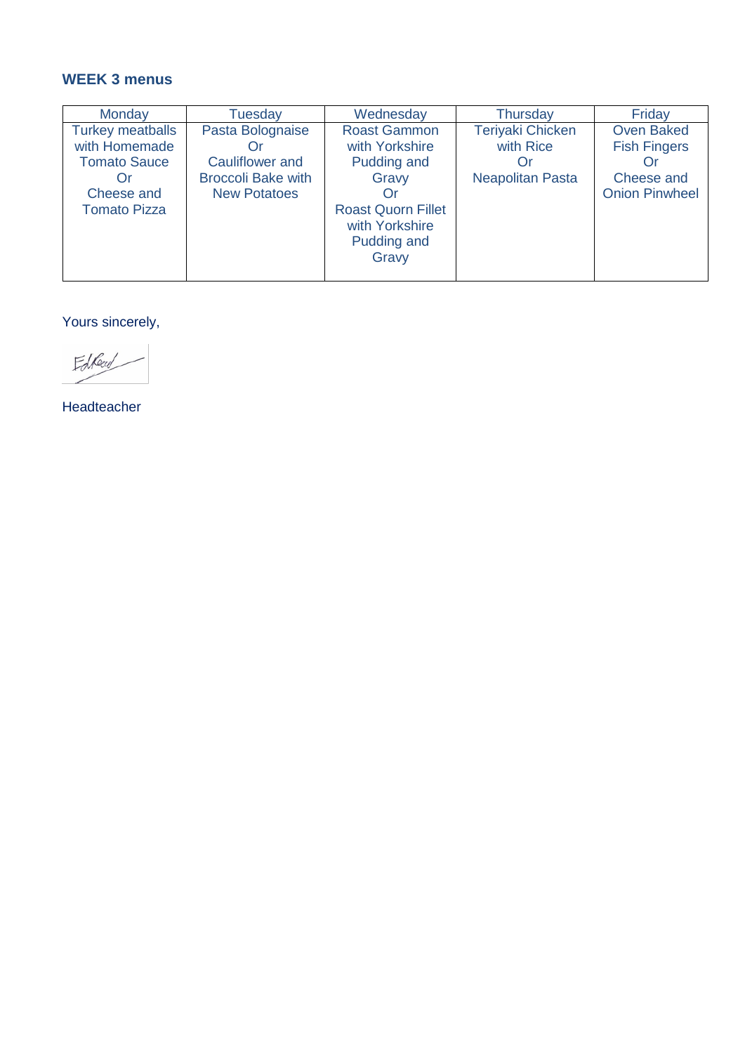## WEEK 3 menus

| Monday | Tuesday | Wednesday | Thursday | Friday |
|---|---|---|---|---|
| Turkey meatballs with Homemade Tomato Sauce Or Cheese and Tomato Pizza | Pasta Bolognaise Or Cauliflower and Broccoli Bake with New Potatoes | Roast Gammon with Yorkshire Pudding and Gravy Or Roast Quorn Fillet with Yorkshire Pudding and Gravy | Teriyaki Chicken with Rice Or Neapolitan Pasta | Oven Baked Fish Fingers Or Cheese and Onion Pinwheel |

Yours sincerely,

Headteacher